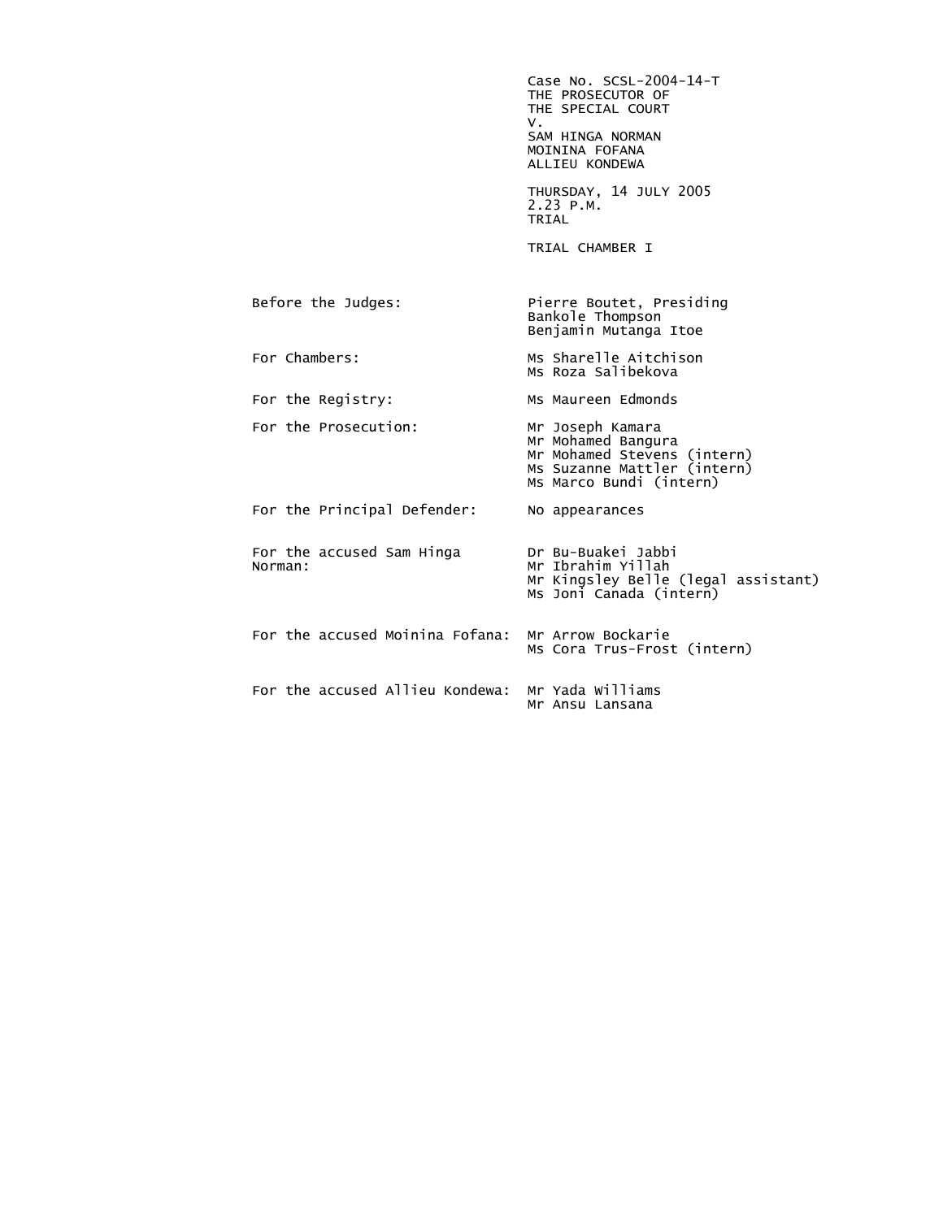Case No. SCSL-2004-14-T
THE PROSECUTOR OF
THE SPECIAL COURT
V.
SAM HINGA NORMAN
MOININA FOFANA
ALLIEU KONDEWA

THURSDAY, 14 JULY 2005
2.23 P.M.
TRIAL

TRIAL CHAMBER I

| | |
|---|---|
| Before the Judges: | Pierre Boutet, Presiding<br>Bankole Thompson<br>Benjamin Mutanga Itoe |
| For Chambers: | Ms Sharelle Aitchison<br>Ms Roza Salibekova |
| For the Registry: | Ms Maureen Edmonds |
| For the Prosecution: | Mr Joseph Kamara<br>Mr Mohamed Bangura<br>Mr Mohamed Stevens (intern)<br>Ms Suzanne Mattler (intern)<br>Ms Marco Bundi (intern) |
| For the Principal Defender: | No appearances |
| For the accused Sam Hinga Norman: | Dr Bu-Buakei Jabbi<br>Mr Ibrahim Yillah<br>Mr Kingsley Belle (legal assistant)<br>Ms Joni Canada (intern) |
| For the accused Moinina Fofana: | Mr Arrow Bockarie<br>Ms Cora Trus-Frost (intern) |
| For the accused Allieu Kondewa: | Mr Yada Williams<br>Mr Ansu Lansana |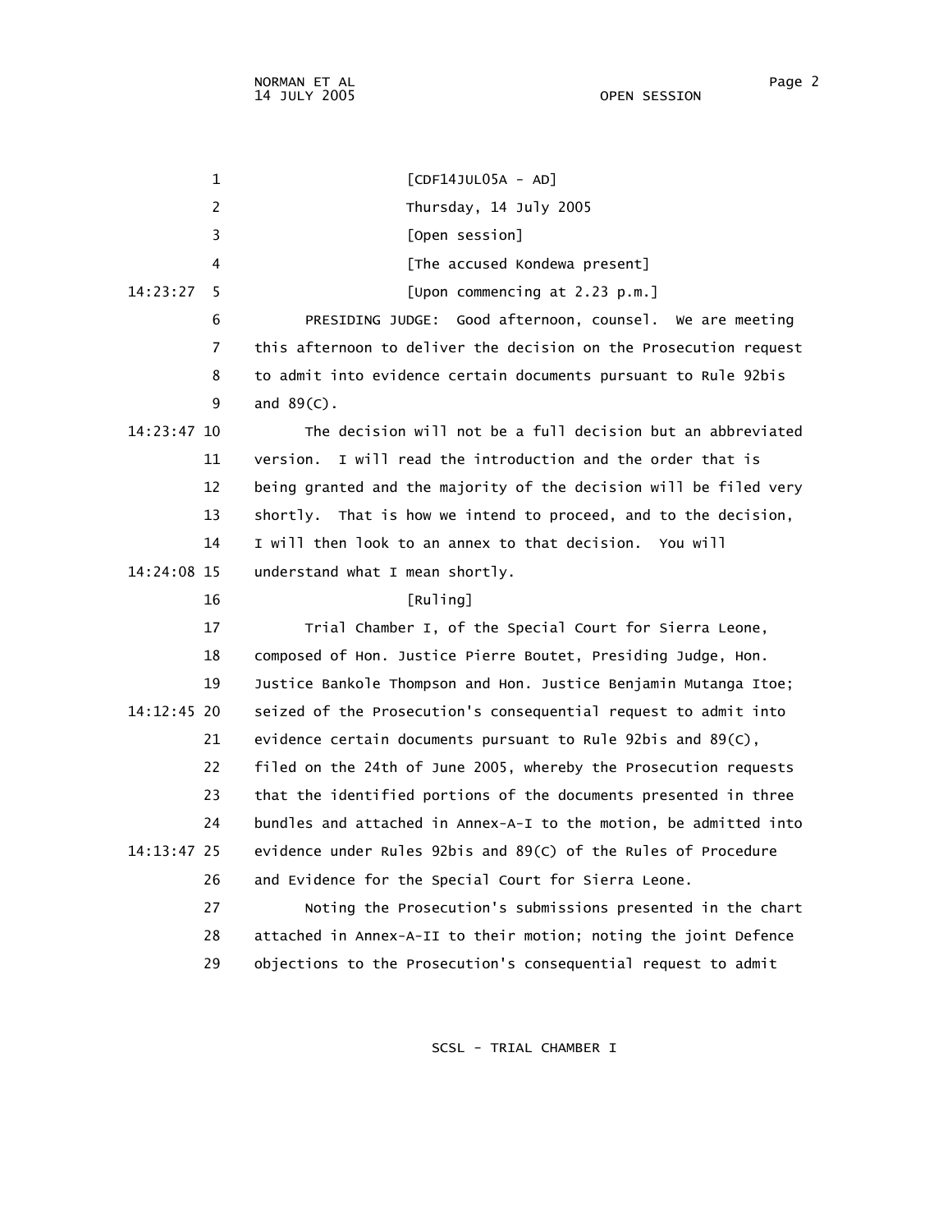[CDF14JUL05A - AD]

Thursday, 14 July 2005

[Open session]

[The accused Kondewa present]

[Upon commencing at 2.23 p.m.]

PRESIDING JUDGE: Good afternoon, counsel. We are meeting this afternoon to deliver the decision on the Prosecution request to admit into evidence certain documents pursuant to Rule 92bis and 89(C).

The decision will not be a full decision but an abbreviated version. I will read the introduction and the order that is being granted and the majority of the decision will be filed very shortly. That is how we intend to proceed, and to the decision, I will then look to an annex to that decision. You will understand what I mean shortly.

[Ruling]

Trial Chamber I, of the Special Court for Sierra Leone, composed of Hon. Justice Pierre Boutet, Presiding Judge, Hon. Justice Bankole Thompson and Hon. Justice Benjamin Mutanga Itoe; seized of the Prosecution's consequential request to admit into evidence certain documents pursuant to Rule 92bis and 89(C), filed on the 24th of June 2005, whereby the Prosecution requests that the identified portions of the documents presented in three bundles and attached in Annex-A-I to the motion, be admitted into evidence under Rules 92bis and 89(C) of the Rules of Procedure and Evidence for the Special Court for Sierra Leone.

Noting the Prosecution's submissions presented in the chart attached in Annex-A-II to their motion; noting the joint Defence objections to the Prosecution's consequential request to admit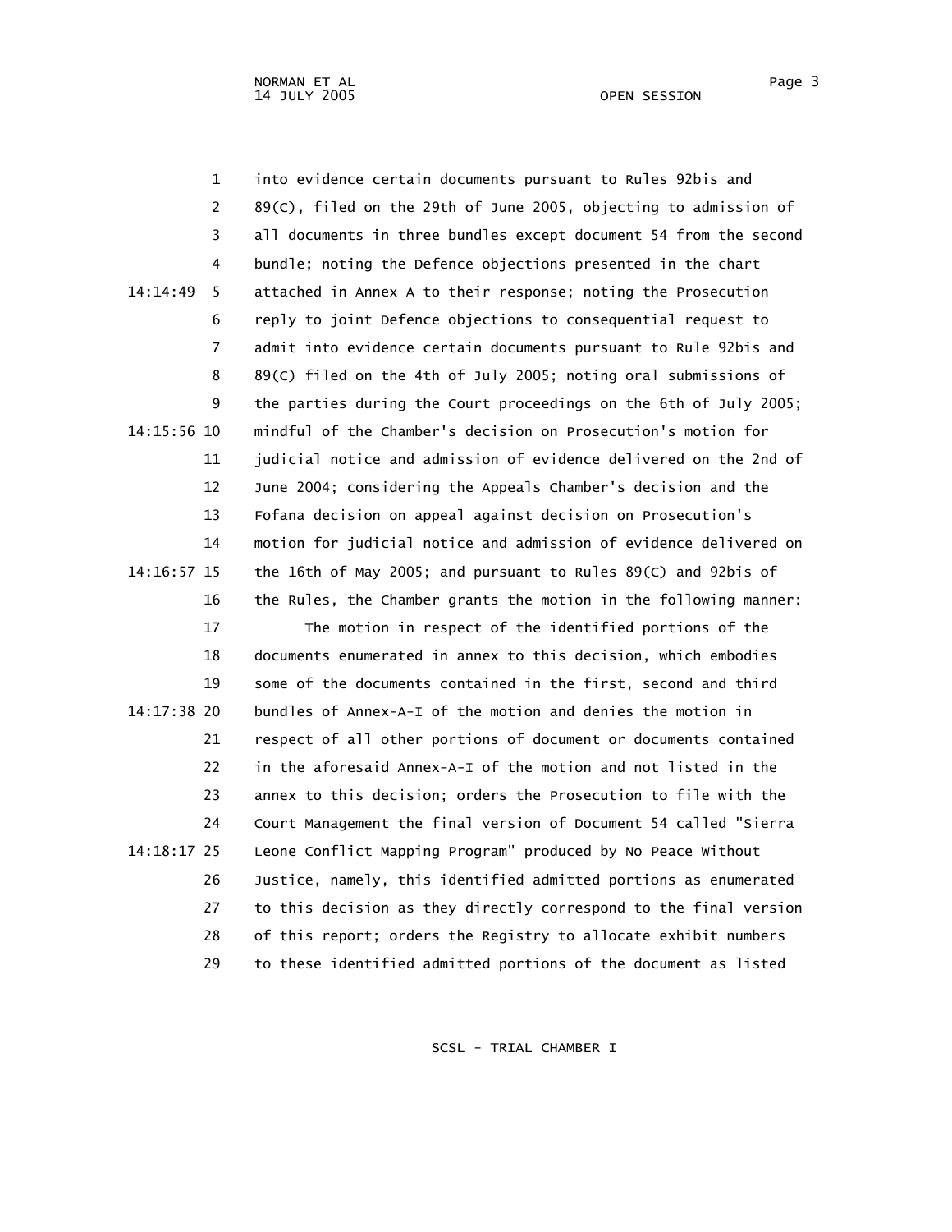into evidence certain documents pursuant to Rules 92bis and 89(C), filed on the 29th of June 2005, objecting to admission of all documents in three bundles except document 54 from the second bundle; noting the Defence objections presented in the chart attached in Annex A to their response; noting the Prosecution reply to joint Defence objections to consequential request to admit into evidence certain documents pursuant to Rule 92bis and 89(C) filed on the 4th of July 2005; noting oral submissions of the parties during the Court proceedings on the 6th of July 2005; mindful of the Chamber's decision on Prosecution's motion for judicial notice and admission of evidence delivered on the 2nd of June 2004; considering the Appeals Chamber's decision and the Fofana decision on appeal against decision on Prosecution's motion for judicial notice and admission of evidence delivered on the 16th of May 2005; and pursuant to Rules 89(C) and 92bis of the Rules, the Chamber grants the motion in the following manner:

The motion in respect of the identified portions of the documents enumerated in annex to this decision, which embodies some of the documents contained in the first, second and third bundles of Annex-A-I of the motion and denies the motion in respect of all other portions of document or documents contained in the aforesaid Annex-A-I of the motion and not listed in the annex to this decision; orders the Prosecution to file with the Court Management the final version of Document 54 called "Sierra Leone Conflict Mapping Program" produced by No Peace Without Justice, namely, this identified admitted portions as enumerated to this decision as they directly correspond to the final version of this report; orders the Registry to allocate exhibit numbers to these identified admitted portions of the document as listed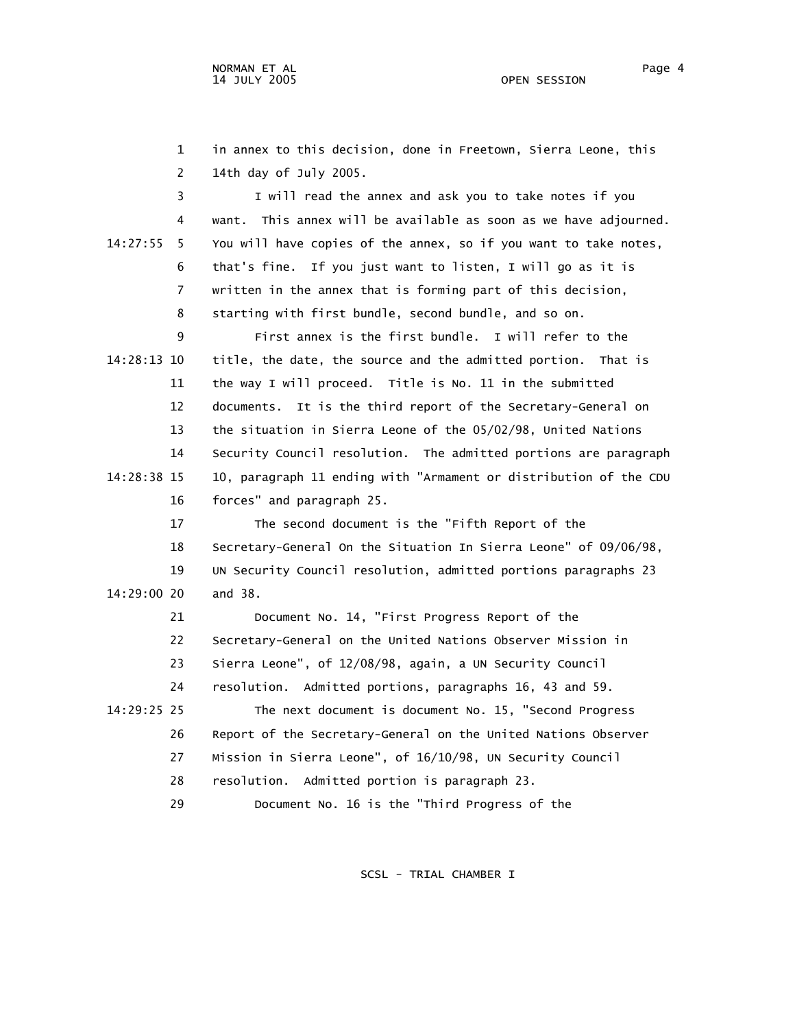in annex to this decision, done in Freetown, Sierra Leone, this 14th day of July 2005.

I will read the annex and ask you to take notes if you want. This annex will be available as soon as we have adjourned. You will have copies of the annex, so if you want to take notes, that's fine. If you just want to listen, I will go as it is written in the annex that is forming part of this decision, starting with first bundle, second bundle, and so on.

First annex is the first bundle. I will refer to the title, the date, the source and the admitted portion. That is the way I will proceed. Title is No. 11 in the submitted documents. It is the third report of the Secretary-General on the situation in Sierra Leone of the 05/02/98, United Nations Security Council resolution. The admitted portions are paragraph 10, paragraph 11 ending with "Armament or distribution of the CDU forces" and paragraph 25.

The second document is the "Fifth Report of the Secretary-General On the Situation In Sierra Leone" of 09/06/98, UN Security Council resolution, admitted portions paragraphs 23 and 38.

Document No. 14, "First Progress Report of the Secretary-General on the United Nations Observer Mission in Sierra Leone", of 12/08/98, again, a UN Security Council resolution. Admitted portions, paragraphs 16, 43 and 59.

The next document is document No. 15, "Second Progress Report of the Secretary-General on the United Nations Observer Mission in Sierra Leone", of 16/10/98, UN Security Council resolution. Admitted portion is paragraph 23.

Document No. 16 is the "Third Progress of the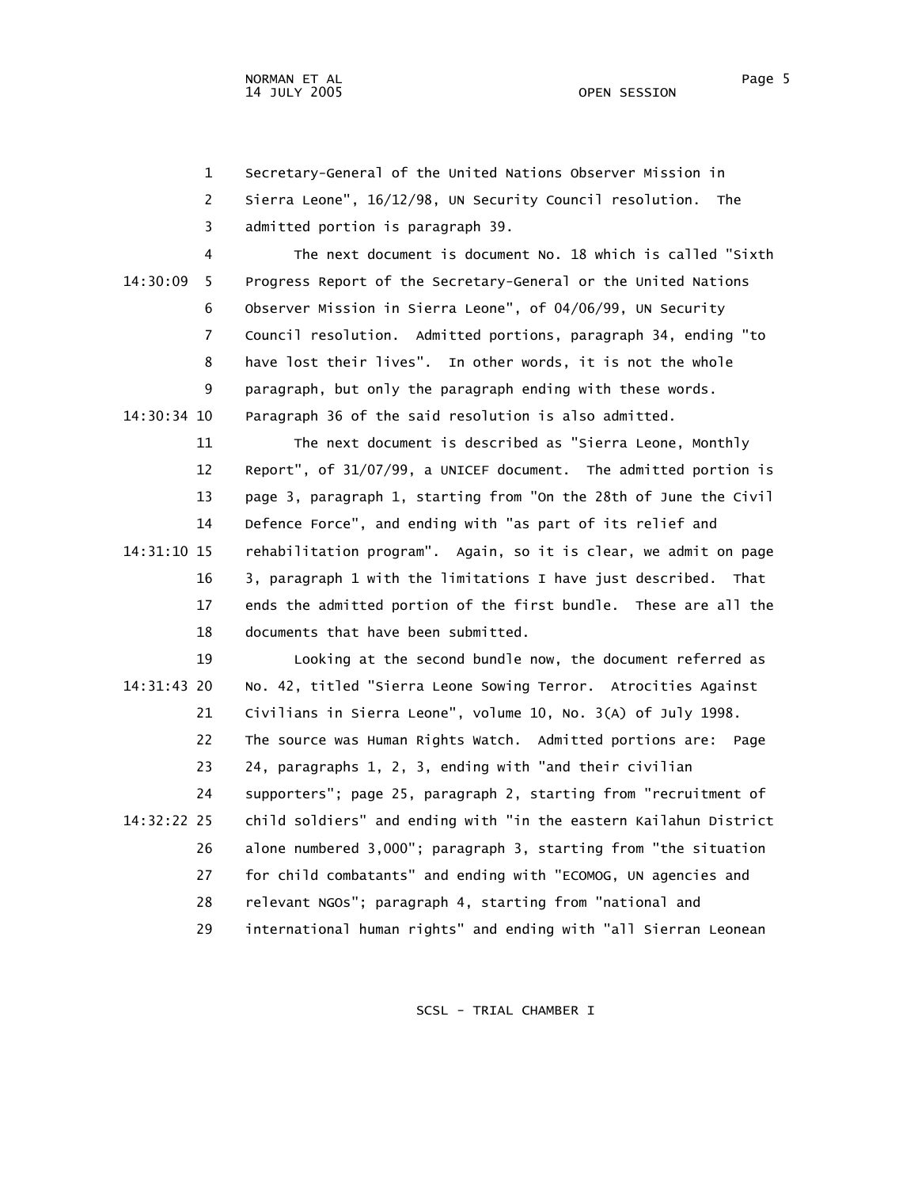Secretary-General of the United Nations Observer Mission in Sierra Leone", 16/12/98, UN Security Council resolution. The admitted portion is paragraph 39.

The next document is document No. 18 which is called "Sixth Progress Report of the Secretary-General or the United Nations Observer Mission in Sierra Leone", of 04/06/99, UN Security Council resolution. Admitted portions, paragraph 34, ending "to have lost their lives". In other words, it is not the whole paragraph, but only the paragraph ending with these words. Paragraph 36 of the said resolution is also admitted.

The next document is described as "Sierra Leone, Monthly Report", of 31/07/99, a UNICEF document. The admitted portion is page 3, paragraph 1, starting from "On the 28th of June the Civil Defence Force", and ending with "as part of its relief and rehabilitation program". Again, so it is clear, we admit on page 3, paragraph 1 with the limitations I have just described. That ends the admitted portion of the first bundle. These are all the documents that have been submitted.

Looking at the second bundle now, the document referred as No. 42, titled "Sierra Leone Sowing Terror. Atrocities Against Civilians in Sierra Leone", volume 10, No. 3(A) of July 1998. The source was Human Rights Watch. Admitted portions are: Page 24, paragraphs 1, 2, 3, ending with "and their civilian supporters"; page 25, paragraph 2, starting from "recruitment of child soldiers" and ending with "in the eastern Kailahun District alone numbered 3,000"; paragraph 3, starting from "the situation for child combatants" and ending with "ECOMOG, UN agencies and relevant NGOs"; paragraph 4, starting from "national and international human rights" and ending with "all Sierran Leonean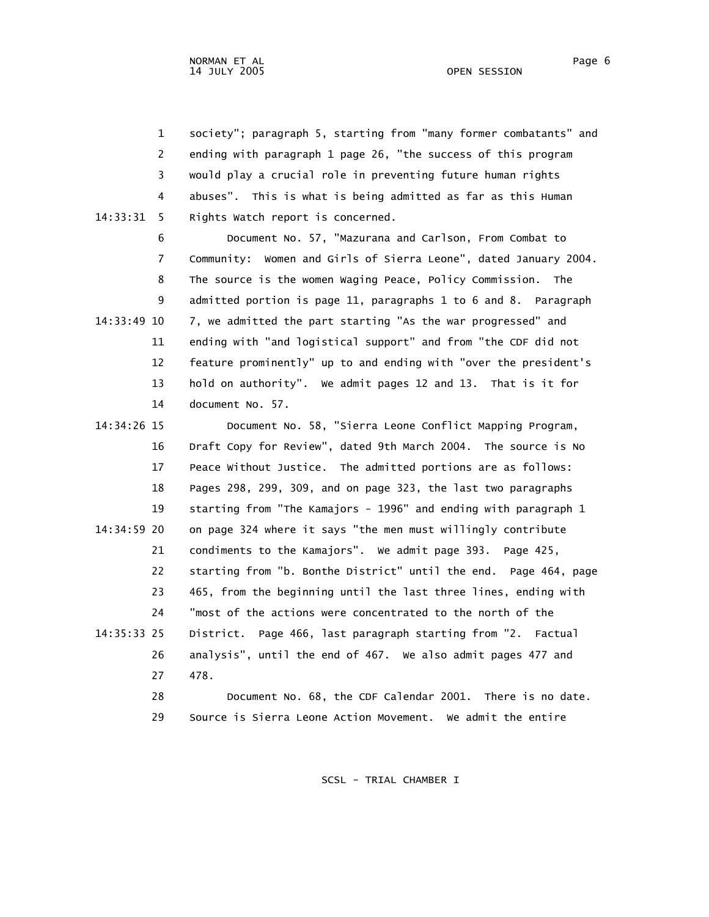society"; paragraph 5, starting from "many former combatants" and ending with paragraph 1 page 26, "the success of this program would play a crucial role in preventing future human rights abuses". This is what is being admitted as far as this Human Rights Watch report is concerned.

Document No. 57, "Mazurana and Carlson, From Combat to Community: Women and Girls of Sierra Leone", dated January 2004. The source is the Women Waging Peace, Policy Commission. The admitted portion is page 11, paragraphs 1 to 6 and 8. Paragraph 7, we admitted the part starting "As the war progressed" and ending with "and logistical support" and from "the CDF did not feature prominently" up to and ending with "over the president's hold on authority". We admit pages 12 and 13. That is it for document No. 57.

Document No. 58, "Sierra Leone Conflict Mapping Program, Draft Copy for Review", dated 9th March 2004. The source is No Peace Without Justice. The admitted portions are as follows: Pages 298, 299, 309, and on page 323, the last two paragraphs starting from "The Kamajors - 1996" and ending with paragraph 1 on page 324 where it says "the men must willingly contribute condiments to the Kamajors". We admit page 393. Page 425, starting from "b. Bonthe District" until the end. Page 464, page 465, from the beginning until the last three lines, ending with "most of the actions were concentrated to the north of the District. Page 466, last paragraph starting from "2. Factual analysis", until the end of 467. We also admit pages 477 and 478.

Document No. 68, the CDF Calendar 2001. There is no date. Source is Sierra Leone Action Movement. We admit the entire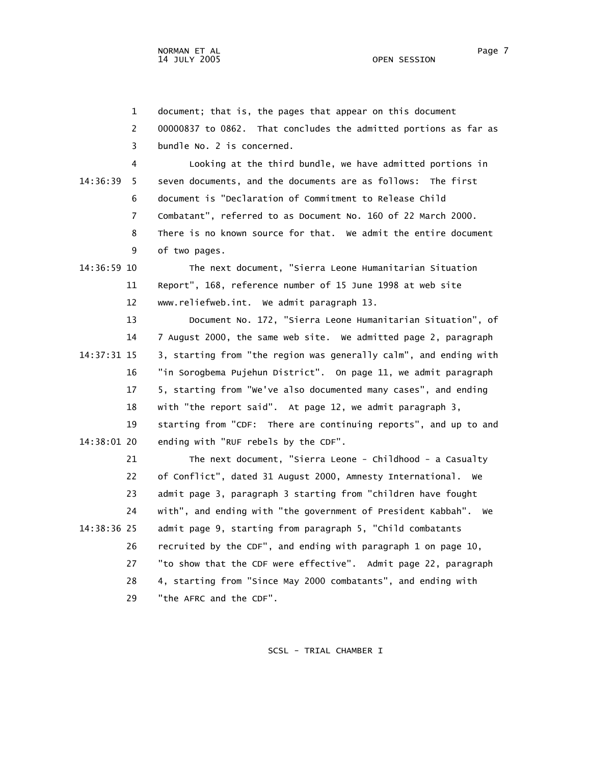document; that is, the pages that appear on this document 00000837 to 0862. That concludes the admitted portions as far as bundle No. 2 is concerned.

Looking at the third bundle, we have admitted portions in seven documents, and the documents are as follows: The first document is "Declaration of Commitment to Release Child Combatant", referred to as Document No. 160 of 22 March 2000. There is no known source for that. We admit the entire document of two pages.

The next document, "Sierra Leone Humanitarian Situation Report", 168, reference number of 15 June 1998 at web site www.reliefweb.int. We admit paragraph 13.

Document No. 172, "Sierra Leone Humanitarian Situation", of 7 August 2000, the same web site. We admitted page 2, paragraph 3, starting from "the region was generally calm", and ending with "in Sorogbema Pujehun District". On page 11, we admit paragraph 5, starting from "We've also documented many cases", and ending with "the report said". At page 12, we admit paragraph 3, starting from "CDF: There are continuing reports", and up to and ending with "RUF rebels by the CDF".

The next document, "Sierra Leone - Childhood - a Casualty of Conflict", dated 31 August 2000, Amnesty International. We admit page 3, paragraph 3 starting from "children have fought with", and ending with "the government of President Kabbah". We admit page 9, starting from paragraph 5, "Child combatants recruited by the CDF", and ending with paragraph 1 on page 10, "to show that the CDF were effective". Admit page 22, paragraph 4, starting from "Since May 2000 combatants", and ending with "the AFRC and the CDF".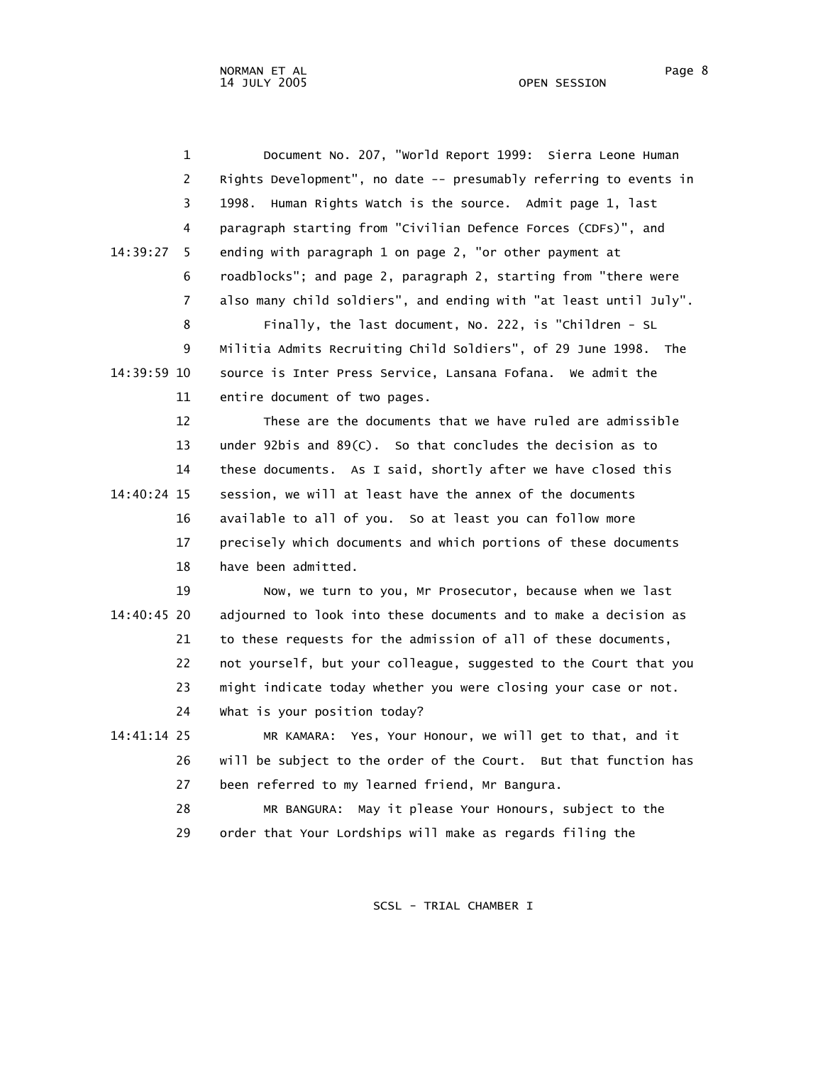Document No. 207, "World Report 1999: Sierra Leone Human Rights Development", no date -- presumably referring to events in 1998. Human Rights Watch is the source. Admit page 1, last paragraph starting from "Civilian Defence Forces (CDFs)", and ending with paragraph 1 on page 2, "or other payment at roadblocks"; and page 2, paragraph 2, starting from "there were also many child soldiers", and ending with "at least until July".

Finally, the last document, No. 222, is "Children - SL Militia Admits Recruiting Child Soldiers", of 29 June 1998. The source is Inter Press Service, Lansana Fofana. We admit the entire document of two pages.

These are the documents that we have ruled are admissible under 92bis and 89(C). So that concludes the decision as to these documents. As I said, shortly after we have closed this session, we will at least have the annex of the documents available to all of you. So at least you can follow more precisely which documents and which portions of these documents have been admitted.

Now, we turn to you, Mr Prosecutor, because when we last adjourned to look into these documents and to make a decision as to these requests for the admission of all of these documents, not yourself, but your colleague, suggested to the Court that you might indicate today whether you were closing your case or not. What is your position today?

MR KAMARA: Yes, Your Honour, we will get to that, and it will be subject to the order of the Court. But that function has been referred to my learned friend, Mr Bangura.

MR BANGURA: May it please Your Honours, subject to the order that Your Lordships will make as regards filing the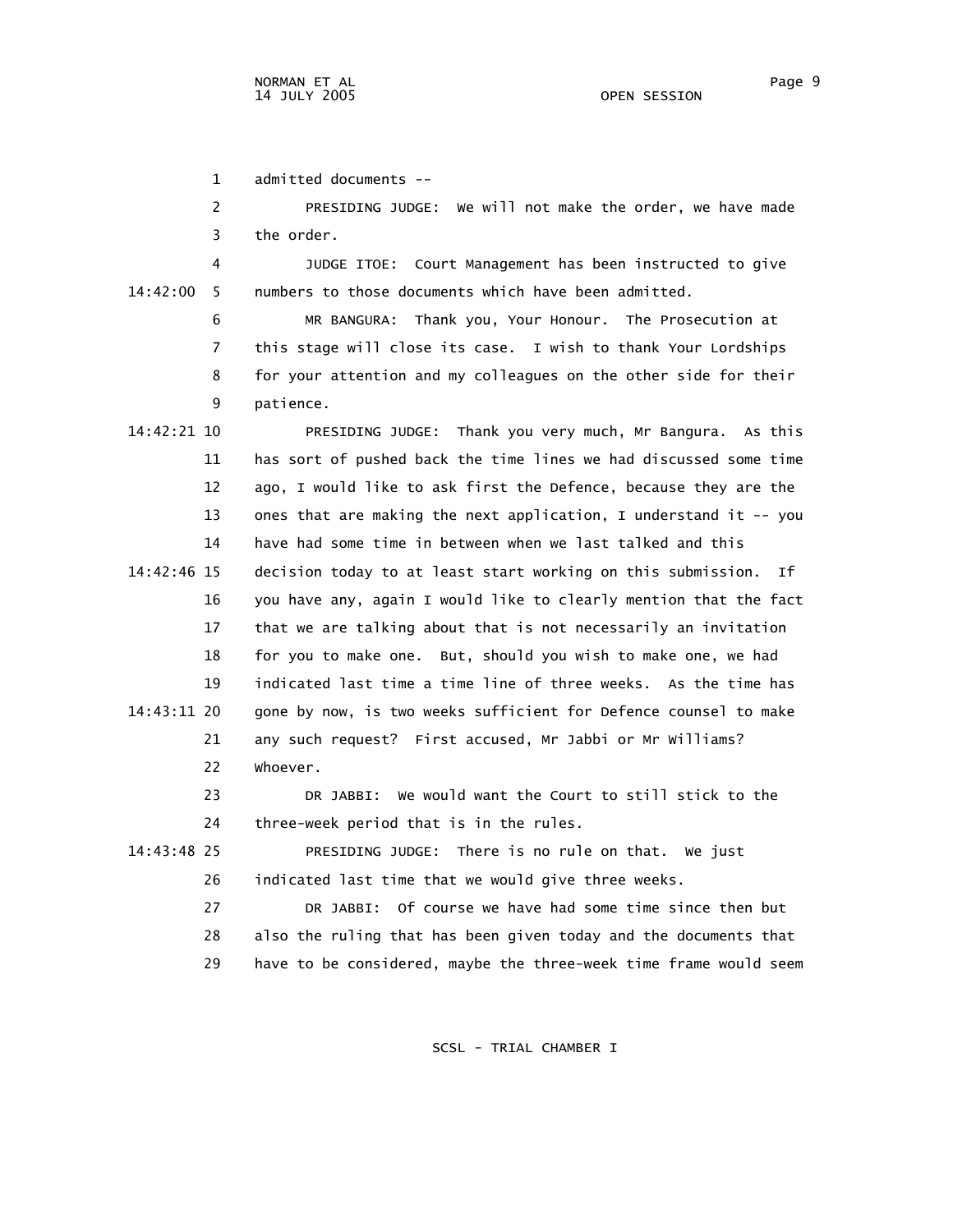admitted documents --

PRESIDING JUDGE: We will not make the order, we have made the order.

JUDGE ITOE: Court Management has been instructed to give numbers to those documents which have been admitted.

MR BANGURA: Thank you, Your Honour. The Prosecution at this stage will close its case. I wish to thank Your Lordships for your attention and my colleagues on the other side for their patience.

PRESIDING JUDGE: Thank you very much, Mr Bangura. As this has sort of pushed back the time lines we had discussed some time ago, I would like to ask first the Defence, because they are the ones that are making the next application, I understand it -- you have had some time in between when we last talked and this decision today to at least start working on this submission. If you have any, again I would like to clearly mention that the fact that we are talking about that is not necessarily an invitation for you to make one. But, should you wish to make one, we had indicated last time a time line of three weeks. As the time has gone by now, is two weeks sufficient for Defence counsel to make any such request? First accused, Mr Jabbi or Mr Williams? Whoever.

DR JABBI: We would want the Court to still stick to the three-week period that is in the rules.

PRESIDING JUDGE: There is no rule on that. We just indicated last time that we would give three weeks.

DR JABBI: Of course we have had some time since then but also the ruling that has been given today and the documents that have to be considered, maybe the three-week time frame would seem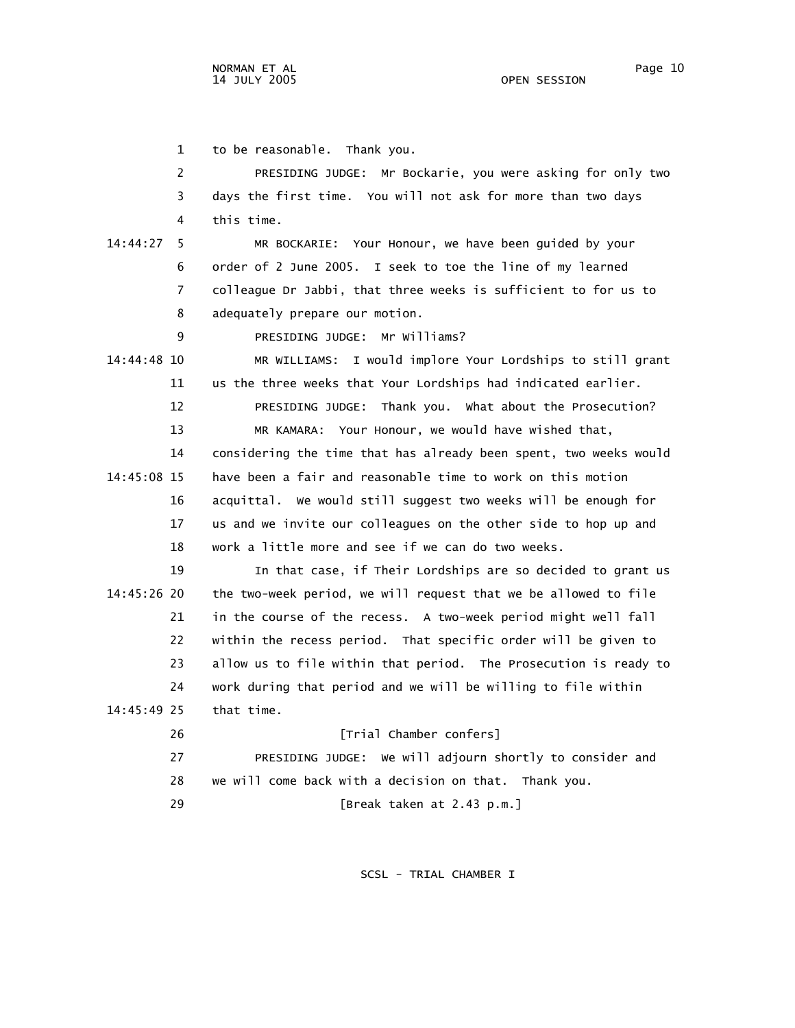to be reasonable. Thank you.

PRESIDING JUDGE: Mr Bockarie, you were asking for only two days the first time. You will not ask for more than two days this time.

MR BOCKARIE: Your Honour, we have been guided by your order of 2 June 2005. I seek to toe the line of my learned colleague Dr Jabbi, that three weeks is sufficient to for us to adequately prepare our motion.

PRESIDING JUDGE: Mr Williams?

MR WILLIAMS: I would implore Your Lordships to still grant us the three weeks that Your Lordships had indicated earlier.

PRESIDING JUDGE: Thank you. What about the Prosecution?

MR KAMARA: Your Honour, we would have wished that, considering the time that has already been spent, two weeks would have been a fair and reasonable time to work on this motion acquittal. We would still suggest two weeks will be enough for us and we invite our colleagues on the other side to hop up and work a little more and see if we can do two weeks.

In that case, if Their Lordships are so decided to grant us the two-week period, we will request that we be allowed to file in the course of the recess. A two-week period might well fall within the recess period. That specific order will be given to allow us to file within that period. The Prosecution is ready to work during that period and we will be willing to file within that time.

[Trial Chamber confers]

PRESIDING JUDGE: We will adjourn shortly to consider and we will come back with a decision on that. Thank you.

[Break taken at 2.43 p.m.]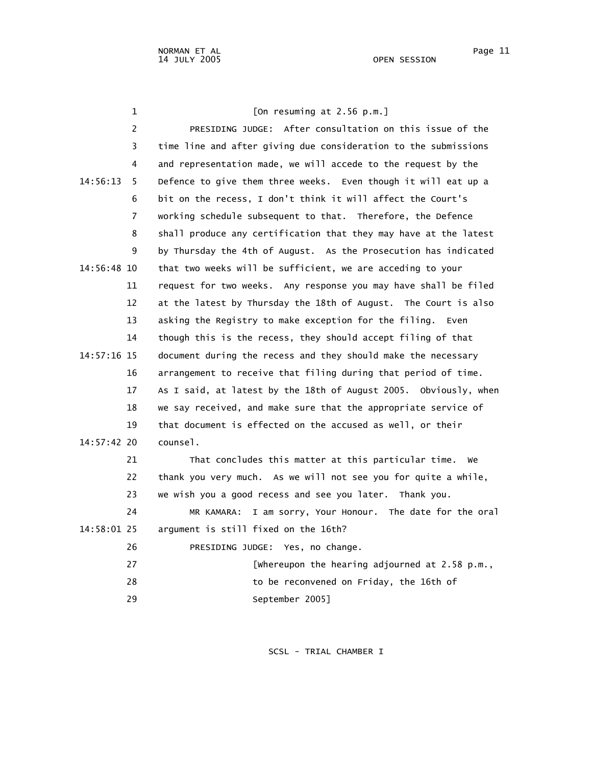[On resuming at 2.56 p.m.]

PRESIDING JUDGE: After consultation on this issue of the time line and after giving due consideration to the submissions and representation made, we will accede to the request by the Defence to give them three weeks. Even though it will eat up a bit on the recess, I don't think it will affect the Court's working schedule subsequent to that. Therefore, the Defence shall produce any certification that they may have at the latest by Thursday the 4th of August. As the Prosecution has indicated that two weeks will be sufficient, we are acceding to your request for two weeks. Any response you may have shall be filed at the latest by Thursday the 18th of August. The Court is also asking the Registry to make exception for the filing. Even though this is the recess, they should accept filing of that document during the recess and they should make the necessary arrangement to receive that filing during that period of time. As I said, at latest by the 18th of August 2005. Obviously, when we say received, and make sure that the appropriate service of that document is effected on the accused as well, or their counsel.

That concludes this matter at this particular time. We thank you very much. As we will not see you for quite a while, we wish you a good recess and see you later. Thank you.

MR KAMARA: I am sorry, Your Honour. The date for the oral argument is still fixed on the 16th?

PRESIDING JUDGE: Yes, no change.

[Whereupon the hearing adjourned at 2.58 p.m., to be reconvened on Friday, the 16th of September 2005]